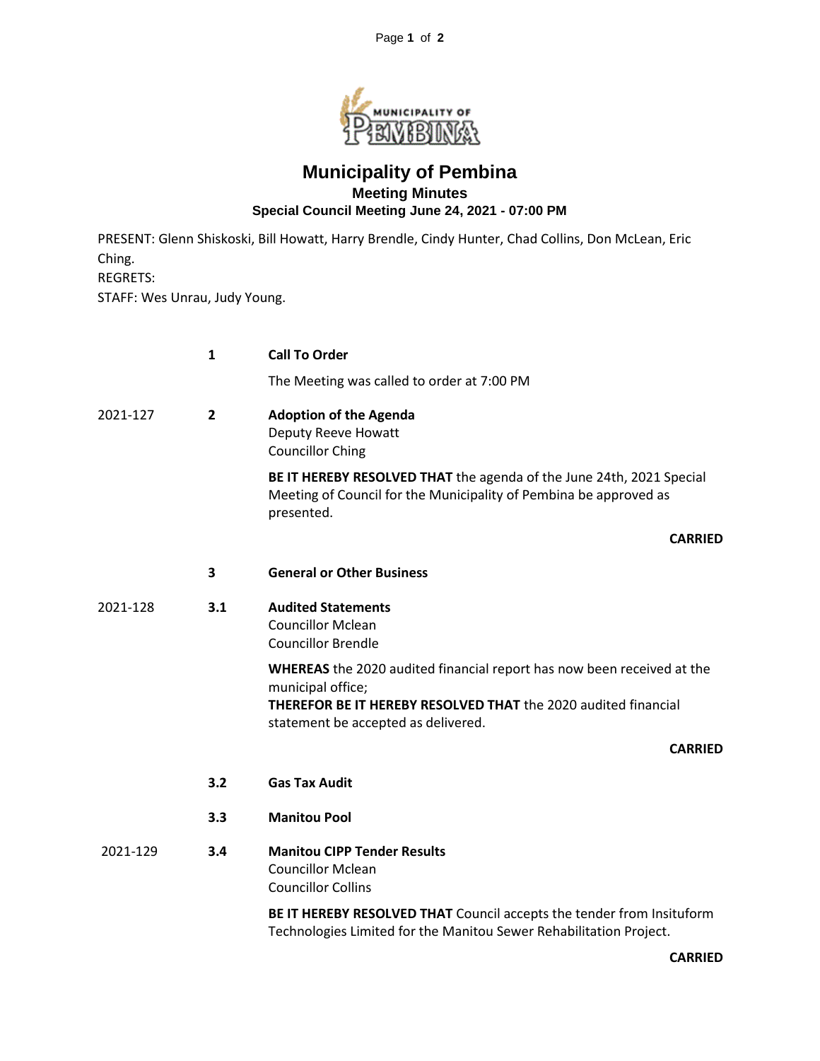# Municipality of Pembina

## Meeting Minutes

### Special Council Meeting June 24, 2021 - 07:00 PM

PRESENT: Glenn Shiskoski, Bill Howatt, Harry Brendle, Cindy Hunter, Chad Collins, Don McLean, Eric Ching.
REGRETS:
STAFF: Wes Unrau, Judy Young.

**1 Call To Order**

The Meeting was called to order at 7:00 PM

2021-127 **2 Adoption of the Agenda**
Deputy Reeve Howatt
Councillor Ching

**BE IT HEREBY RESOLVED THAT** the agenda of the June 24th, 2021 Special Meeting of Council for the Municipality of Pembina be approved as presented.

**CARRIED**

**3 General or Other Business**

2021-128 **3.1 Audited Statements**
Councillor Mclean
Councillor Brendle

**WHEREAS** the 2020 audited financial report has now been received at the municipal office;
**THEREFOR BE IT HEREBY RESOLVED THAT** the 2020 audited financial statement be accepted as delivered.

**CARRIED**

**3.2 Gas Tax Audit**

**3.3 Manitou Pool**

2021-129 **3.4 Manitou CIPP Tender Results**
Councillor Mclean
Councillor Collins

**BE IT HEREBY RESOLVED THAT** Council accepts the tender from Insituform Technologies Limited for the Manitou Sewer Rehabilitation Project.

**CARRIED**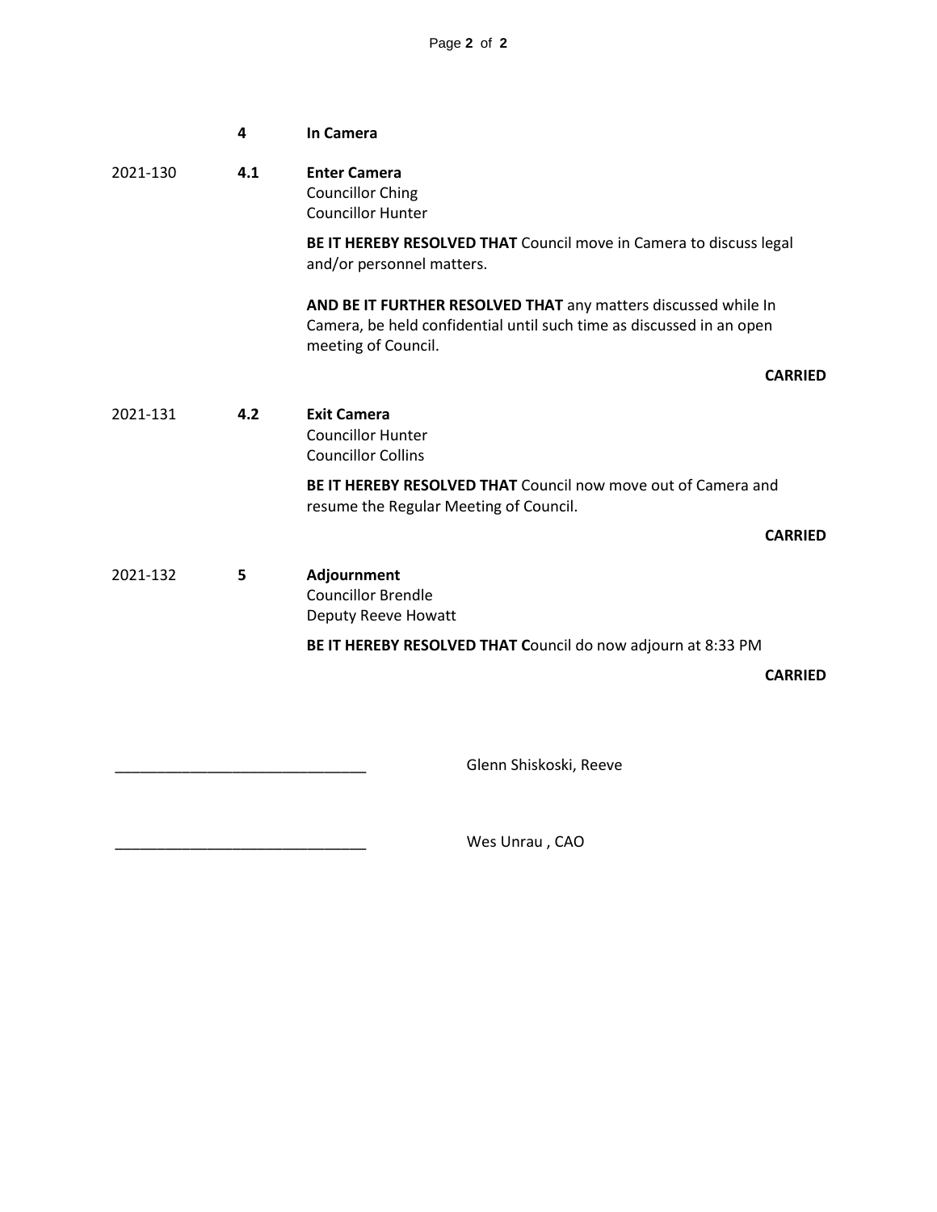**4 In Camera**

2021-130 **4.1 Enter Camera**

Councillor Ching
Councillor Hunter

**BE IT HEREBY RESOLVED THAT** Council move in Camera to discuss legal and/or personnel matters.

**AND BE IT FURTHER RESOLVED THAT** any matters discussed while In Camera, be held confidential until such time as discussed in an open meeting of Council.

**CARRIED**

2021-131 **4.2 Exit Camera**

Councillor Hunter
Councillor Collins

**BE IT HEREBY RESOLVED THAT** Council now move out of Camera and resume the Regular Meeting of Council.

**CARRIED**

2021-132 **5 Adjournment**

Councillor Brendle
Deputy Reeve Howatt

**BE IT HEREBY RESOLVED THAT C**ouncil do now adjourn at 8:33 PM

**CARRIED**

_____________________________ Glenn Shiskoski, Reeve

_____________________________ Wes Unrau , CAO